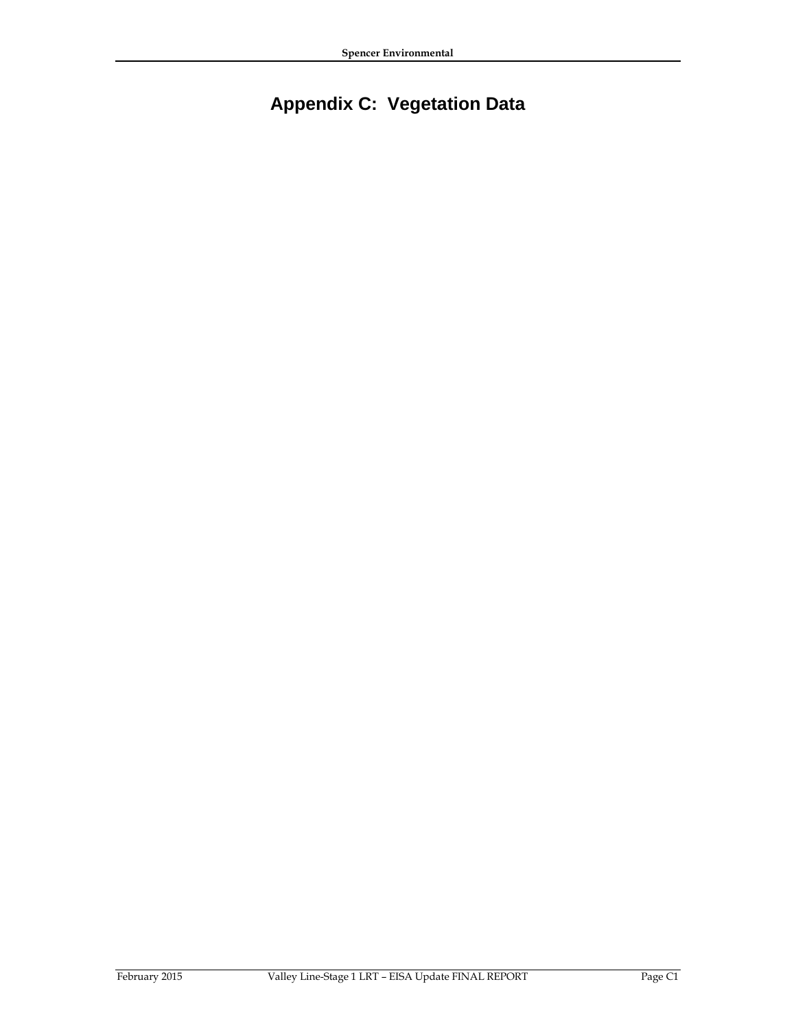# Appendix C: Vegetation Data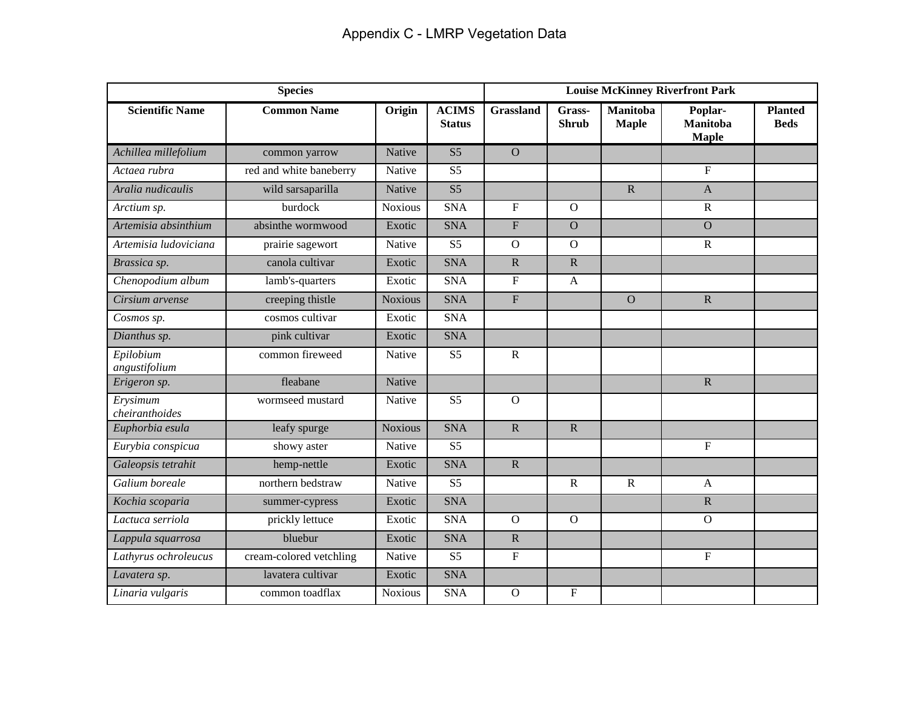# Appendix C - LMRP Vegetation Data

| Species | | | | Louise McKinney Riverfront Park | | | | |
|---|---|---|---|---|---|---|---|---|
| **Scientific Name** | **Common Name** | **Origin** | **ACIMS Status** | **Grassland** | **Grass-Shrub** | **Manitoba Maple** | **Poplar-Manitoba Maple** | **Planted Beds** |
| *Achillea millefolium* | common yarrow | Native | S5 | O | | | | |
| *Actaea rubra* | red and white baneberry | Native | S5 | | | | F | |
| *Aralia nudicaulis* | wild sarsaparilla | Native | S5 | | | R | A | |
| *Arctium sp.* | burdock | Noxious | SNA | F | O | | R | |
| *Artemisia absinthium* | absinthe wormwood | Exotic | SNA | F | O | | O | |
| *Artemisia ludoviciana* | prairie sagewort | Native | S5 | O | O | | R | |
| *Brassica sp.* | canola cultivar | Exotic | SNA | R | R | | | |
| *Chenopodium album* | lamb's-quarters | Exotic | SNA | F | A | | | |
| *Cirsium arvense* | creeping thistle | Noxious | SNA | F | | O | R | |
| *Cosmos sp.* | cosmos cultivar | Exotic | SNA | | | | | |
| *Dianthus sp.* | pink cultivar | Exotic | SNA | | | | | |
| *Epilobium angustifolium* | common fireweed | Native | S5 | R | | | | |
| *Erigeron sp.* | fleabane | Native | | | | | R | |
| *Erysimum cheiranthoides* | wormseed mustard | Native | S5 | O | | | | |
| *Euphorbia esula* | leafy spurge | Noxious | SNA | R | R | | | |
| *Eurybia conspicua* | showy aster | Native | S5 | | | | F | |
| *Galeopsis tetrahit* | hemp-nettle | Exotic | SNA | R | | | | |
| *Galium boreale* | northern bedstraw | Native | S5 | | R | R | A | |
| *Kochia scoparia* | summer-cypress | Exotic | SNA | | | | R | |
| *Lactuca serriola* | prickly lettuce | Exotic | SNA | O | O | | O | |
| *Lappula squarrosa* | bluebur | Exotic | SNA | R | | | | |
| *Lathyrus ochroleucus* | cream-colored vetchling | Native | S5 | F | | | F | |
| *Lavatera sp.* | lavatera cultivar | Exotic | SNA | | | | | |
| *Linaria vulgaris* | common toadflax | Noxious | SNA | O | F | | | |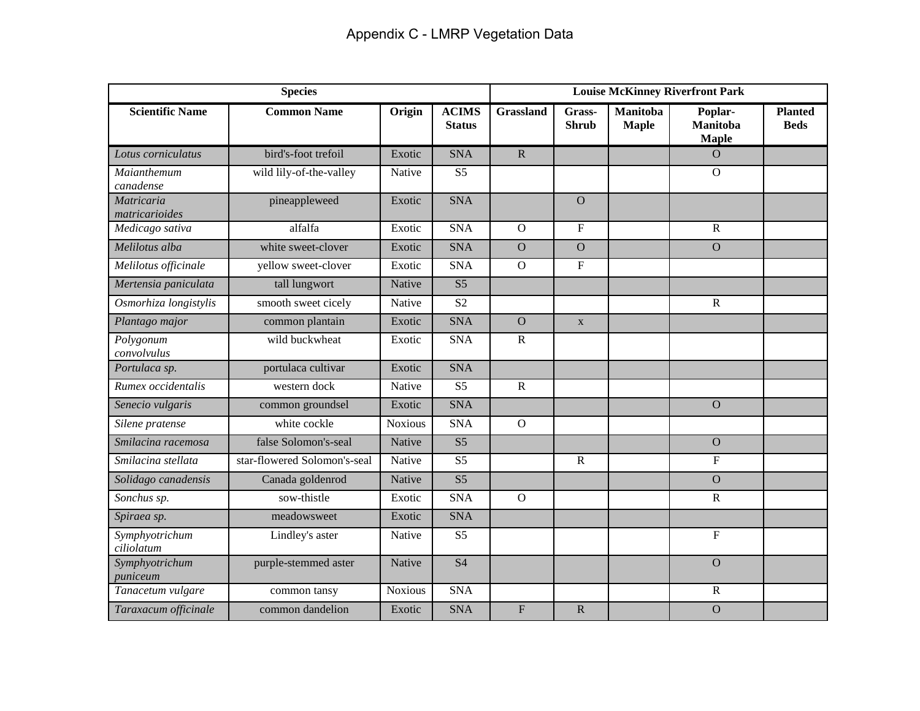# Appendix C - LMRP Vegetation Data

| Species | | | | Louise McKinney Riverfront Park | | | | |
|---|---|---|---|---|---|---|---|---|
| **Scientific Name** | **Common Name** | **Origin** | **ACIMS Status** | **Grassland** | **Grass-Shrub** | **Manitoba Maple** | **Poplar-Manitoba Maple** | **Planted Beds** |
| *Lotus corniculatus* | bird's-foot trefoil | Exotic | SNA | R | | | O | |
| *Maianthemum canadense* | wild lily-of-the-valley | Native | S5 | | | | O | |
| *Matricaria matricarioides* | pineappleweed | Exotic | SNA | | O | | | |
| *Medicago sativa* | alfalfa | Exotic | SNA | O | F | | R | |
| *Melilotus alba* | white sweet-clover | Exotic | SNA | O | O | | O | |
| *Melilotus officinale* | yellow sweet-clover | Exotic | SNA | O | F | | | |
| *Mertensia paniculata* | tall lungwort | Native | S5 | | | | | |
| *Osmorhiza longistylis* | smooth sweet cicely | Native | S2 | | | | R | |
| *Plantago major* | common plantain | Exotic | SNA | O | x | | | |
| *Polygonum convolvulus* | wild buckwheat | Exotic | SNA | R | | | | |
| *Portulaca sp.* | portulaca cultivar | Exotic | SNA | | | | | |
| *Rumex occidentalis* | western dock | Native | S5 | R | | | | |
| *Senecio vulgaris* | common groundsel | Exotic | SNA | | | | O | |
| *Silene pratense* | white cockle | Noxious | SNA | O | | | | |
| *Smilacina racemosa* | false Solomon's-seal | Native | S5 | | | | O | |
| *Smilacina stellata* | star-flowered Solomon's-seal | Native | S5 | | R | | F | |
| *Solidago canadensis* | Canada goldenrod | Native | S5 | | | | O | |
| *Sonchus sp.* | sow-thistle | Exotic | SNA | O | | | R | |
| *Spiraea sp.* | meadowsweet | Exotic | SNA | | | | | |
| *Symphyotrichum ciliolatum* | Lindley's aster | Native | S5 | | | | F | |
| *Symphyotrichum puniceum* | purple-stemmed aster | Native | S4 | | | | O | |
| *Tanacetum vulgare* | common tansy | Noxious | SNA | | | | R | |
| *Taraxacum officinale* | common dandelion | Exotic | SNA | F | R | | O | |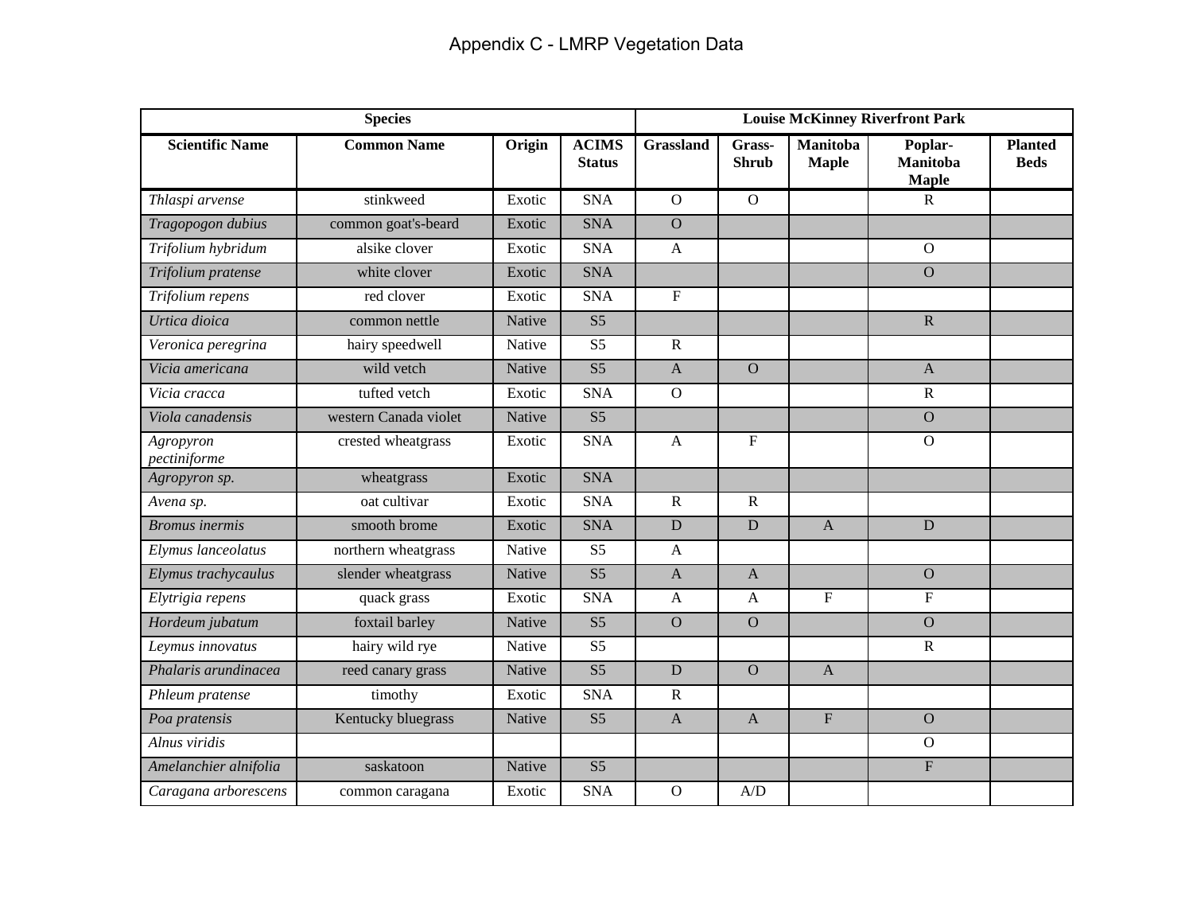# Appendix C - LMRP Vegetation Data

| Species | | | | Louise McKinney Riverfront Park | | | | |
|---|---|---|---|---|---|---|---|---|
| **Scientific Name** | **Common Name** | **Origin** | **ACIMS Status** | **Grassland** | **Grass-Shrub** | **Manitoba Maple** | **Poplar-Manitoba Maple** | **Planted Beds** |
| *Thlaspi arvense* | stinkweed | Exotic | SNA | O | O | | R | |
| *Tragopogon dubius* | common goat's-beard | Exotic | SNA | O | | | | |
| *Trifolium hybridum* | alsike clover | Exotic | SNA | A | | | O | |
| *Trifolium pratense* | white clover | Exotic | SNA | | | | O | |
| *Trifolium repens* | red clover | Exotic | SNA | F | | | | |
| *Urtica dioica* | common nettle | Native | S5 | | | | R | |
| *Veronica peregrina* | hairy speedwell | Native | S5 | R | | | | |
| *Vicia americana* | wild vetch | Native | S5 | A | O | | A | |
| *Vicia cracca* | tufted vetch | Exotic | SNA | O | | | R | |
| *Viola canadensis* | western Canada violet | Native | S5 | | | | O | |
| *Agropyron pectiniforme* | crested wheatgrass | Exotic | SNA | A | F | | O | |
| *Agropyron sp.* | wheatgrass | Exotic | SNA | | | | | |
| *Avena sp.* | oat cultivar | Exotic | SNA | R | R | | | |
| *Bromus inermis* | smooth brome | Exotic | SNA | D | D | A | D | |
| *Elymus lanceolatus* | northern wheatgrass | Native | S5 | A | | | | |
| *Elymus trachycaulus* | slender wheatgrass | Native | S5 | A | A | | O | |
| *Elytrigia repens* | quack grass | Exotic | SNA | A | A | F | F | |
| *Hordeum jubatum* | foxtail barley | Native | S5 | O | O | | O | |
| *Leymus innovatus* | hairy wild rye | Native | S5 | | | | R | |
| *Phalaris arundinacea* | reed canary grass | Native | S5 | D | O | A | | |
| *Phleum pratense* | timothy | Exotic | SNA | R | | | | |
| *Poa pratensis* | Kentucky bluegrass | Native | S5 | A | A | F | O | |
| *Alnus viridis* | | | | | | | O | |
| *Amelanchier alnifolia* | saskatoon | Native | S5 | | | | F | |
| *Caragana arborescens* | common caragana | Exotic | SNA | O | A/D | | | |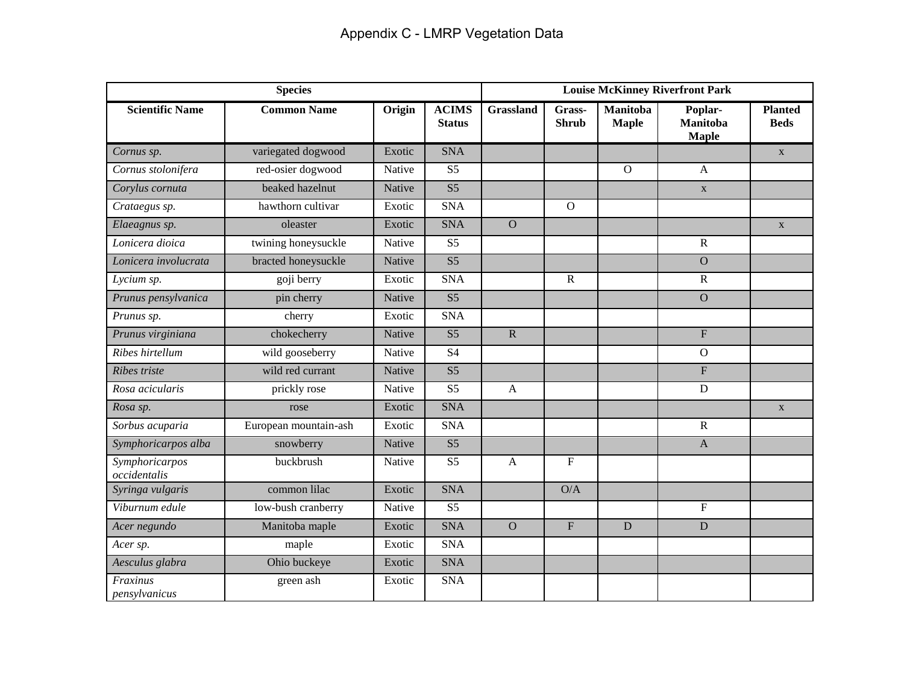# Appendix C - LMRP Vegetation Data

| Species | | | | Louise McKinney Riverfront Park | | | | |
|---|---|---|---|---|---|---|---|---|
| **Scientific Name** | **Common Name** | **Origin** | **ACIMS Status** | **Grassland** | **Grass-Shrub** | **Manitoba Maple** | **Poplar-Manitoba Maple** | **Planted Beds** |
| *Cornus sp.* | variegated dogwood | Exotic | SNA | | | | | x |
| *Cornus stolonifera* | red-osier dogwood | Native | S5 | | | O | A | |
| *Corylus cornuta* | beaked hazelnut | Native | S5 | | | | x | |
| *Crataegus sp.* | hawthorn cultivar | Exotic | SNA | | O | | | |
| *Elaeagnus sp.* | oleaster | Exotic | SNA | O | | | | x |
| *Lonicera dioica* | twining honeysuckle | Native | S5 | | | | R | |
| *Lonicera involucrata* | bracted honeysuckle | Native | S5 | | | | O | |
| *Lycium sp.* | goji berry | Exotic | SNA | | R | | R | |
| *Prunus pensylvanica* | pin cherry | Native | S5 | | | | O | |
| *Prunus sp.* | cherry | Exotic | SNA | | | | | |
| *Prunus virginiana* | chokecherry | Native | S5 | R | | | F | |
| *Ribes hirtellum* | wild gooseberry | Native | S4 | | | | O | |
| *Ribes triste* | wild red currant | Native | S5 | | | | F | |
| *Rosa acicularis* | prickly rose | Native | S5 | A | | | D | |
| *Rosa sp.* | rose | Exotic | SNA | | | | | x |
| *Sorbus acuparia* | European mountain-ash | Exotic | SNA | | | | R | |
| *Symphoricarpos alba* | snowberry | Native | S5 | | | | A | |
| *Symphoricarpos occidentalis* | buckbrush | Native | S5 | A | F | | | |
| *Syringa vulgaris* | common lilac | Exotic | SNA | | O/A | | | |
| *Viburnum edule* | low-bush cranberry | Native | S5 | | | | F | |
| *Acer negundo* | Manitoba maple | Exotic | SNA | O | F | D | D | |
| *Acer sp.* | maple | Exotic | SNA | | | | | |
| *Aesculus glabra* | Ohio buckeye | Exotic | SNA | | | | | |
| *Fraxinus pensylvanicus* | green ash | Exotic | SNA | | | | | |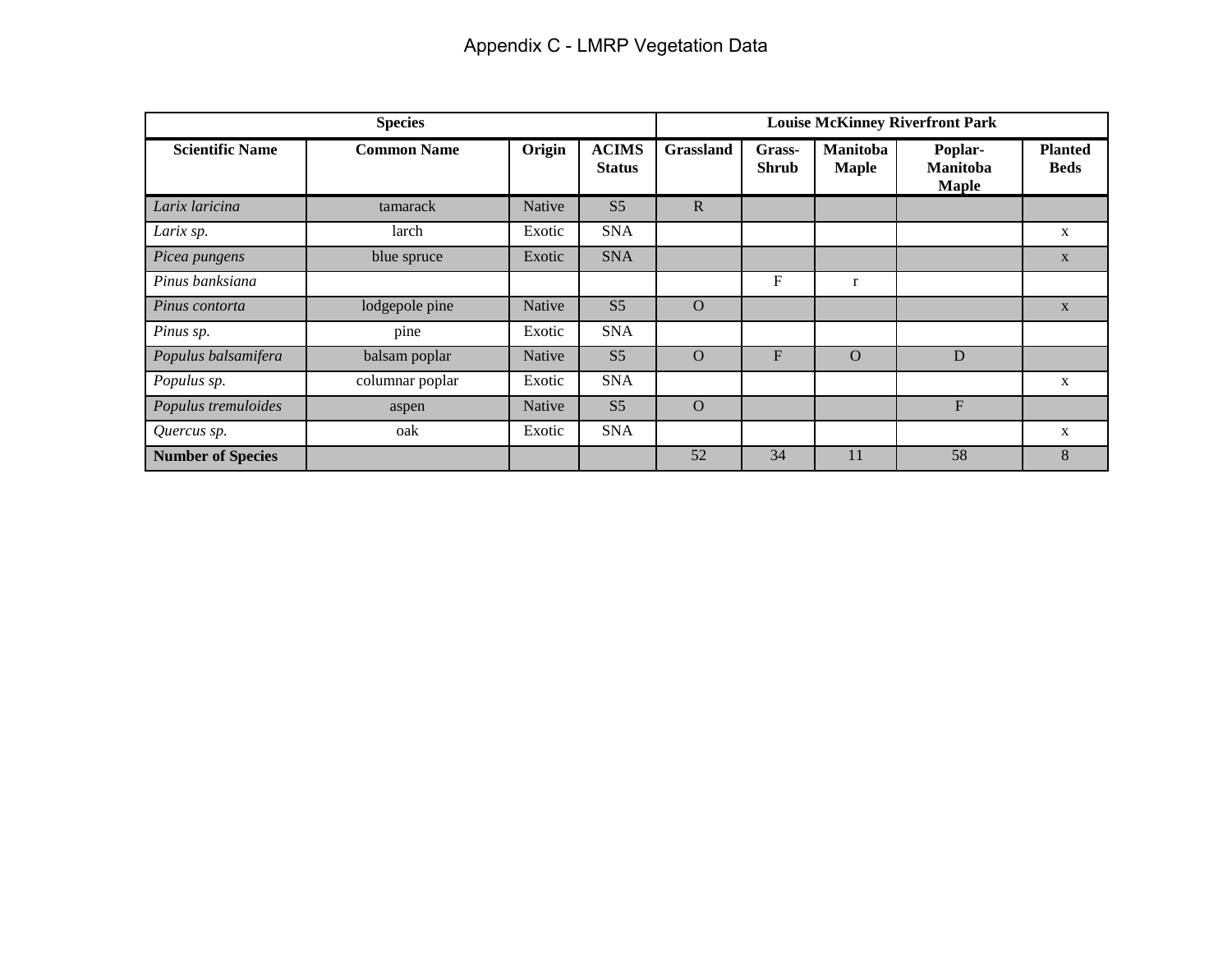# Appendix C - LMRP Vegetation Data

| Species | | | | Louise McKinney Riverfront Park | | | | |
|---|---|---|---|---|---|---|---|---|
| **Scientific Name** | **Common Name** | **Origin** | **ACIMS Status** | **Grassland** | **Grass-Shrub** | **Manitoba Maple** | **Poplar-Manitoba Maple** | **Planted Beds** |
| *Larix laricina* | tamarack | Native | S5 | R | | | | |
| *Larix sp.* | larch | Exotic | SNA | | | | | x |
| *Picea pungens* | blue spruce | Exotic | SNA | | | | | x |
| *Pinus banksiana* | | | | | F | r | | |
| *Pinus contorta* | lodgepole pine | Native | S5 | O | | | | x |
| *Pinus sp.* | pine | Exotic | SNA | | | | | |
| *Populus balsamifera* | balsam poplar | Native | S5 | O | F | O | D | |
| *Populus sp.* | columnar poplar | Exotic | SNA | | | | | x |
| *Populus tremuloides* | aspen | Native | S5 | O | | | F | |
| *Quercus sp.* | oak | Exotic | SNA | | | | | x |
| **Number of Species** | | | | 52 | 34 | 11 | 58 | 8 |